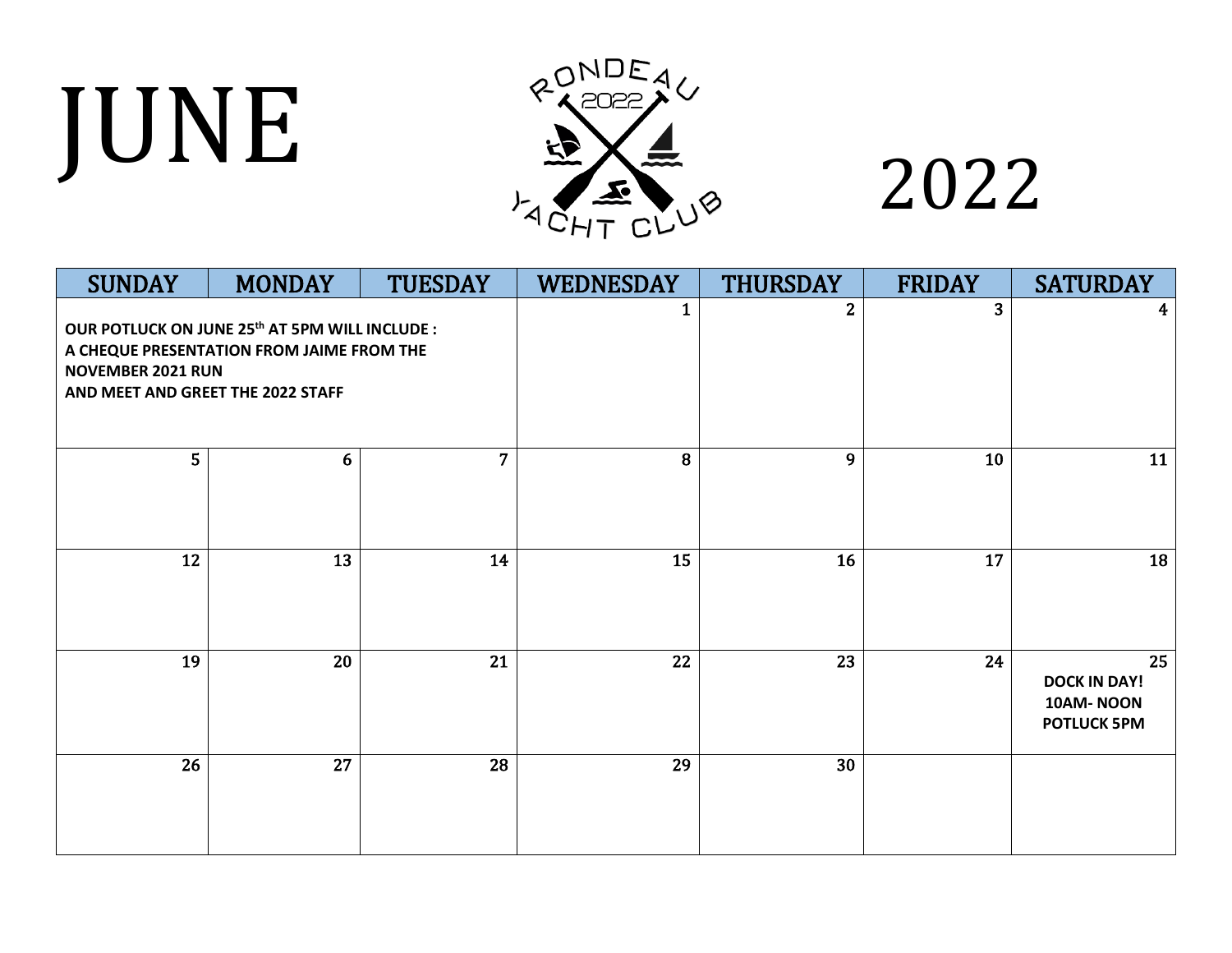# JUNE 2022

RONDEAU 2022 YACHT CLUB

| SUNDAY | MONDAY | TUESDAY | WEDNESDAY | THURSDAY | FRIDAY | SATURDAY |
|---|---|---|---|---|---|---|
| **OUR POTLUCK ON JUNE 25th AT 5PM WILL INCLUDE : A CHEQUE PRESENTATION FROM JAIME FROM THE NOVEMBER 2021 RUN AND MEET AND GREET THE 2022 STAFF** | | | 1 | 2 | 3 | 4 |
| 5 | 6 | 7 | 8 | 9 | 10 | 11 |
| 12 | 13 | 14 | 15 | 16 | 17 | 18 |
| 19 | 20 | 21 | 22 | 23 | 24 | 25 **DOCK IN DAY! 10AM- NOON POTLUCK 5PM** |
| 26 | 27 | 28 | 29 | 30 | | |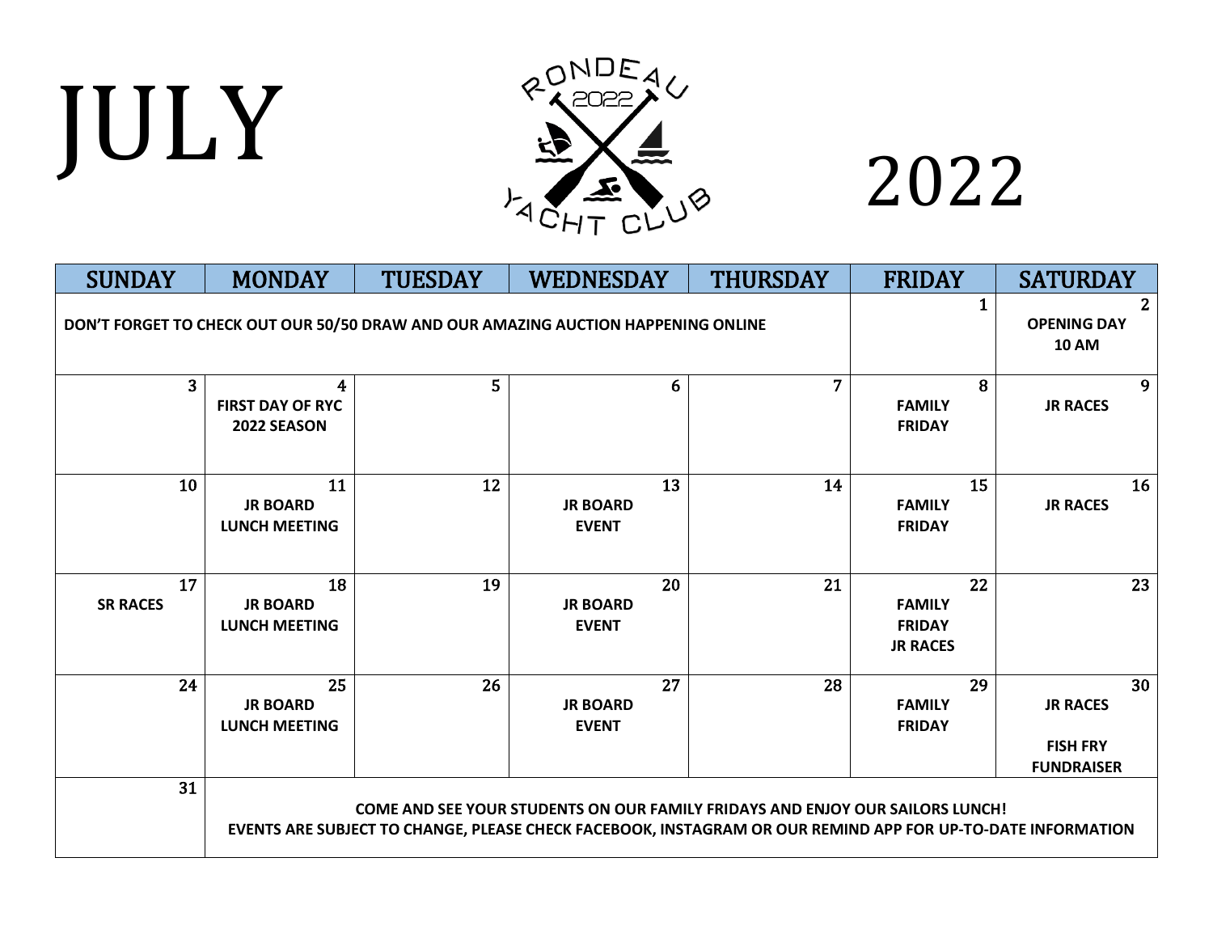# JULY 2022

RONDEAU 2022 YACHT CLUB

| SUNDAY | MONDAY | TUESDAY | WEDNESDAY | THURSDAY | FRIDAY | SATURDAY |
|---|---|---|---|---|---|---|
| DON'T FORGET TO CHECK OUT OUR 50/50 DRAW AND OUR AMAZING AUCTION HAPPENING ONLINE | | | | | 1 | 2 OPENING DAY 10 AM |
| 3 | 4 FIRST DAY OF RYC 2022 SEASON | 5 | 6 | 7 | 8 FAMILY FRIDAY | 9 JR RACES |
| 10 | 11 JR BOARD LUNCH MEETING | 12 | 13 JR BOARD EVENT | 14 | 15 FAMILY FRIDAY | 16 JR RACES |
| 17 SR RACES | 18 JR BOARD LUNCH MEETING | 19 | 20 JR BOARD EVENT | 21 | 22 FAMILY FRIDAY JR RACES | 23 |
| 24 | 25 JR BOARD LUNCH MEETING | 26 | 27 JR BOARD EVENT | 28 | 29 FAMILY FRIDAY | 30 JR RACES FISH FRY FUNDRAISER |
| 31 | COME AND SEE YOUR STUDENTS ON OUR FAMILY FRIDAYS AND ENJOY OUR SAILORS LUNCH! EVENTS ARE SUBJECT TO CHANGE, PLEASE CHECK FACEBOOK, INSTAGRAM OR OUR REMIND APP FOR UP-TO-DATE INFORMATION | | | | | |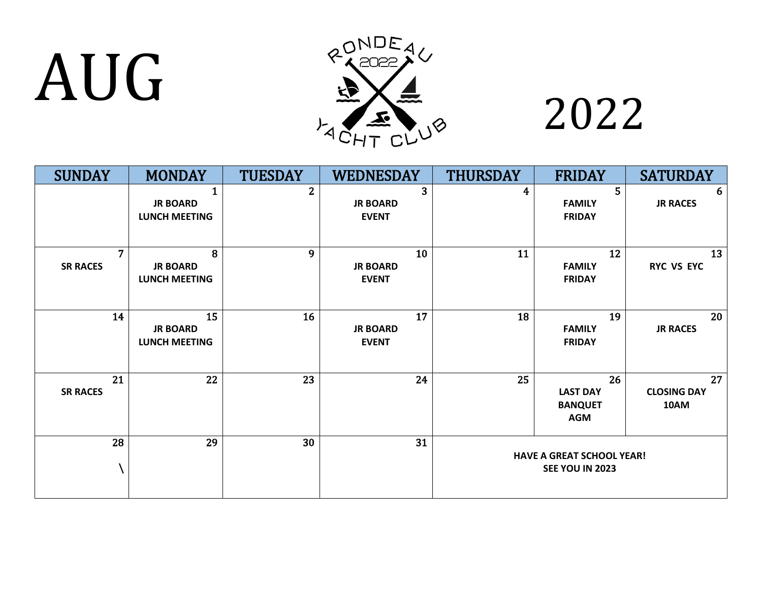# AUG

RONDEAU 2022 YACHT CLUB

# 2022

| SUNDAY | MONDAY | TUESDAY | WEDNESDAY | THURSDAY | FRIDAY | SATURDAY |
| --- | --- | --- | --- | --- | --- | --- |
| | 1 JR BOARD LUNCH MEETING | 2 | 3 JR BOARD EVENT | 4 | 5 FAMILY FRIDAY | 6 JR RACES |
| 7 SR RACES | 8 JR BOARD LUNCH MEETING | 9 | 10 JR BOARD EVENT | 11 | 12 FAMILY FRIDAY | 13 RYC VS EYC |
| 14 | 15 JR BOARD LUNCH MEETING | 16 | 17 JR BOARD EVENT | 18 | 19 FAMILY FRIDAY | 20 JR RACES |
| 21 SR RACES | 22 | 23 | 24 | 25 | 26 LAST DAY BANQUET AGM | 27 CLOSING DAY 10AM |
| 28 \ | 29 | 30 | 31 | HAVE A GREAT SCHOOL YEAR! SEE YOU IN 2023 | | |